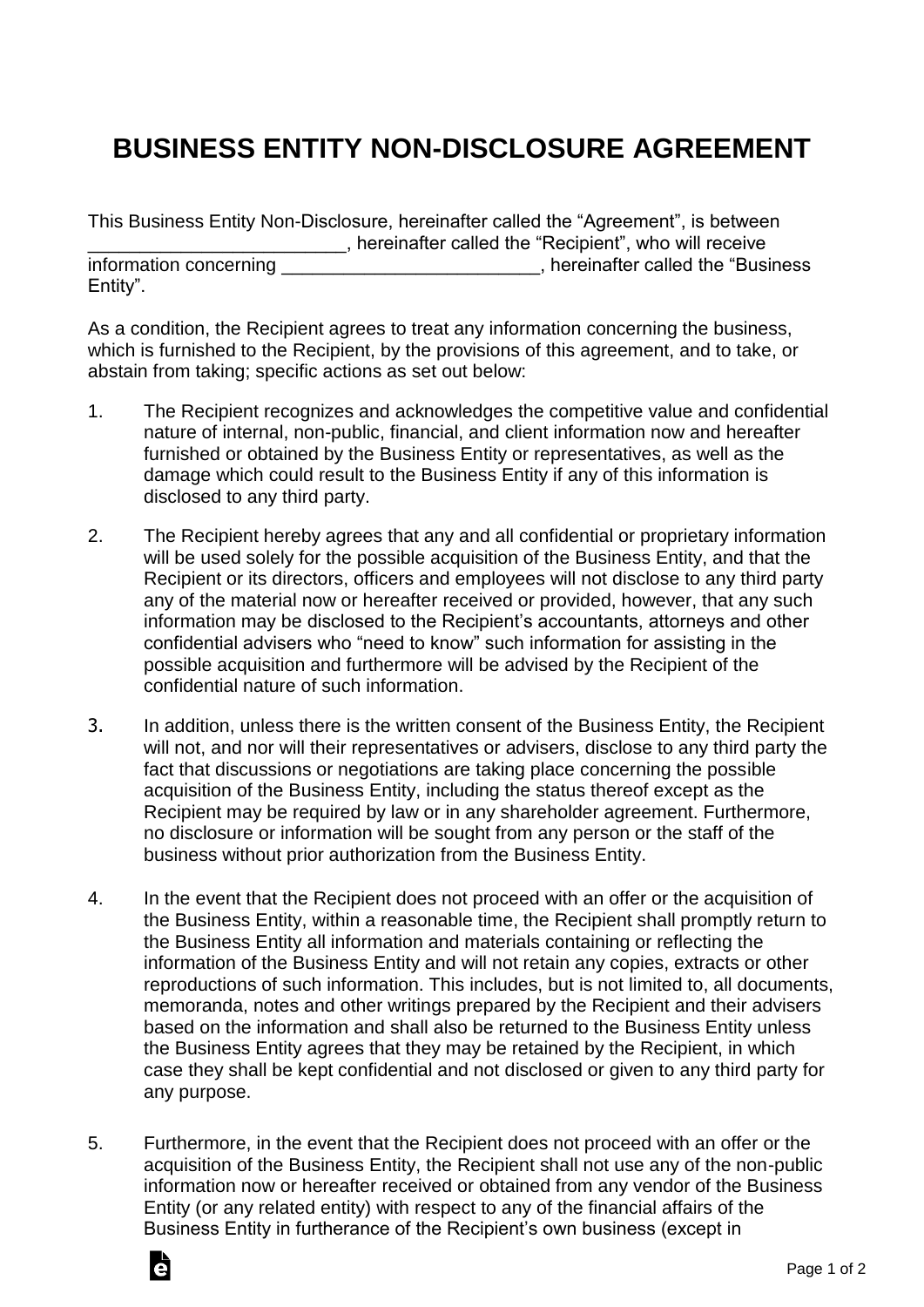# BUSINESS ENTITY NON-DISCLOSURE AGREEMENT

This Business Entity Non-Disclosure, hereinafter called the "Agreement", is between _________________________, hereinafter called the "Recipient", who will receive information concerning _________________________, hereinafter called the "Business Entity".

As a condition, the Recipient agrees to treat any information concerning the business, which is furnished to the Recipient, by the provisions of this agreement, and to take, or abstain from taking; specific actions as set out below:

1. The Recipient recognizes and acknowledges the competitive value and confidential nature of internal, non-public, financial, and client information now and hereafter furnished or obtained by the Business Entity or representatives, as well as the damage which could result to the Business Entity if any of this information is disclosed to any third party.

2. The Recipient hereby agrees that any and all confidential or proprietary information will be used solely for the possible acquisition of the Business Entity, and that the Recipient or its directors, officers and employees will not disclose to any third party any of the material now or hereafter received or provided, however, that any such information may be disclosed to the Recipient's accountants, attorneys and other confidential advisers who "need to know" such information for assisting in the possible acquisition and furthermore will be advised by the Recipient of the confidential nature of such information.

3. In addition, unless there is the written consent of the Business Entity, the Recipient will not, and nor will their representatives or advisers, disclose to any third party the fact that discussions or negotiations are taking place concerning the possible acquisition of the Business Entity, including the status thereof except as the Recipient may be required by law or in any shareholder agreement. Furthermore, no disclosure or information will be sought from any person or the staff of the business without prior authorization from the Business Entity.

4. In the event that the Recipient does not proceed with an offer or the acquisition of the Business Entity, within a reasonable time, the Recipient shall promptly return to the Business Entity all information and materials containing or reflecting the information of the Business Entity and will not retain any copies, extracts or other reproductions of such information. This includes, but is not limited to, all documents, memoranda, notes and other writings prepared by the Recipient and their advisers based on the information and shall also be returned to the Business Entity unless the Business Entity agrees that they may be retained by the Recipient, in which case they shall be kept confidential and not disclosed or given to any third party for any purpose.

5. Furthermore, in the event that the Recipient does not proceed with an offer or the acquisition of the Business Entity, the Recipient shall not use any of the non-public information now or hereafter received or obtained from any vendor of the Business Entity (or any related entity) with respect to any of the financial affairs of the Business Entity in furtherance of the Recipient's own business (except in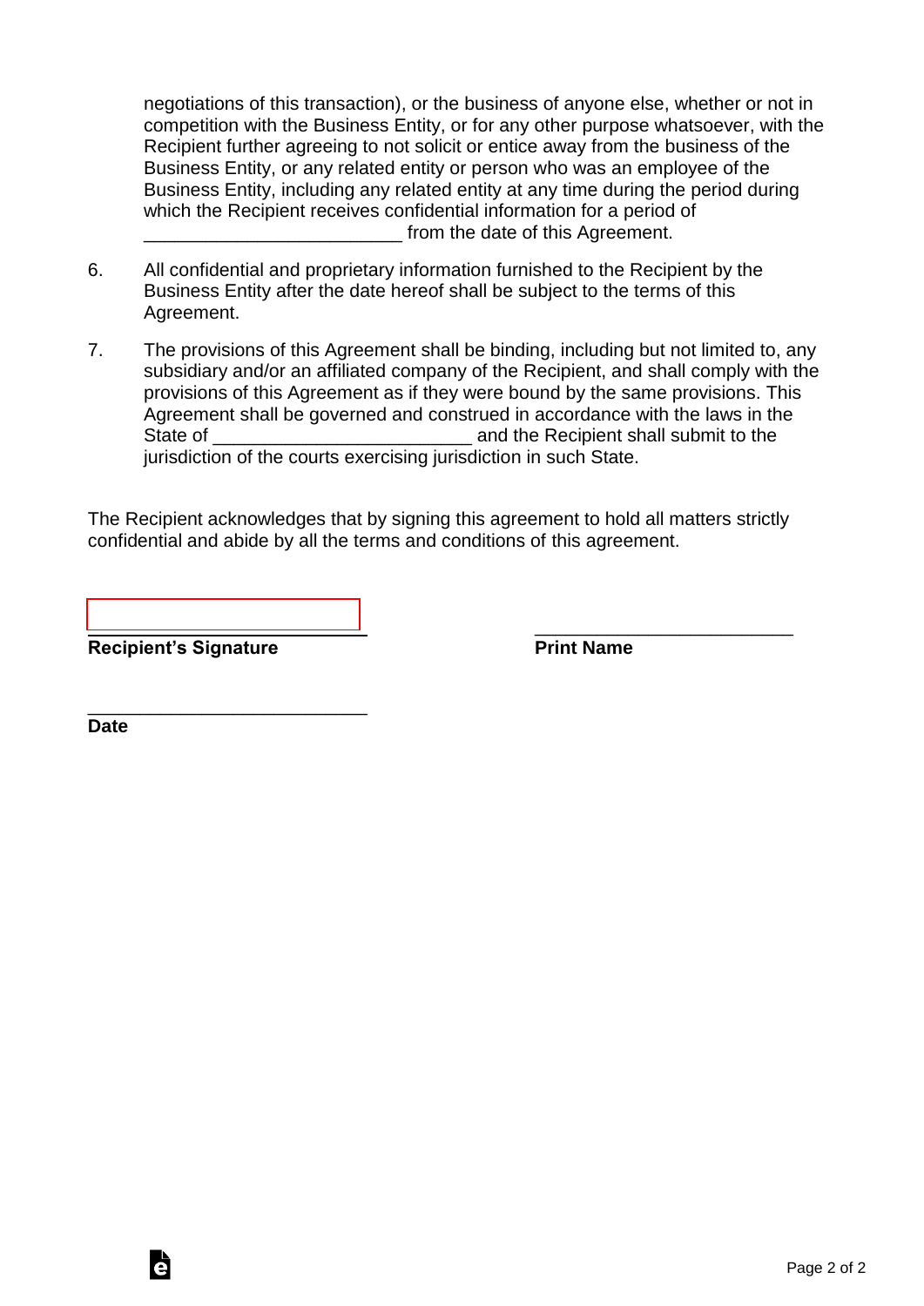negotiations of this transaction), or the business of anyone else, whether or not in competition with the Business Entity, or for any other purpose whatsoever, with the Recipient further agreeing to not solicit or entice away from the business of the Business Entity, or any related entity or person who was an employee of the Business Entity, including any related entity at any time during the period during which the Recipient receives confidential information for a period of _________________________ from the date of this Agreement.

6. All confidential and proprietary information furnished to the Recipient by the Business Entity after the date hereof shall be subject to the terms of this Agreement.

7. The provisions of this Agreement shall be binding, including but not limited to, any subsidiary and/or an affiliated company of the Recipient, and shall comply with the provisions of this Agreement as if they were bound by the same provisions. This Agreement shall be governed and construed in accordance with the laws in the State of _________________________ and the Recipient shall submit to the jurisdiction of the courts exercising jurisdiction in such State.

The Recipient acknowledges that by signing this agreement to hold all matters strictly confidential and abide by all the terms and conditions of this agreement.

_________________________
**Recipient's Signature**

_________________________
**Print Name**

_________________________
**Date**